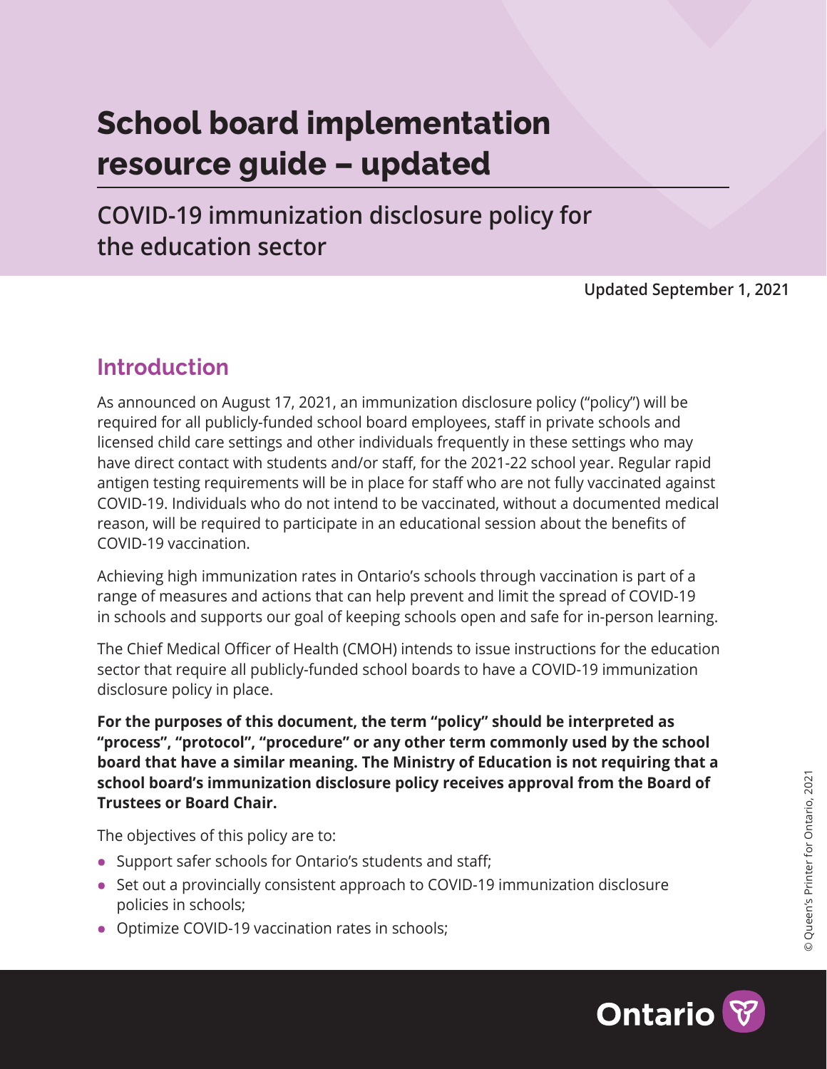# School board implementation resource guide – updated

## COVID-19 immunization disclosure policy for the education sector

**Updated September 1, 2021**

## Introduction

As announced on August 17, 2021, an immunization disclosure policy ("policy") will be required for all publicly-funded school board employees, staff in private schools and licensed child care settings and other individuals frequently in these settings who may have direct contact with students and/or staff, for the 2021-22 school year. Regular rapid antigen testing requirements will be in place for staff who are not fully vaccinated against COVID-19. Individuals who do not intend to be vaccinated, without a documented medical reason, will be required to participate in an educational session about the benefits of COVID-19 vaccination.

Achieving high immunization rates in Ontario's schools through vaccination is part of a range of measures and actions that can help prevent and limit the spread of COVID-19 in schools and supports our goal of keeping schools open and safe for in-person learning.

The Chief Medical Officer of Health (CMOH) intends to issue instructions for the education sector that require all publicly-funded school boards to have a COVID-19 immunization disclosure policy in place.

**For the purposes of this document, the term "policy" should be interpreted as "process", "protocol", "procedure" or any other term commonly used by the school board that have a similar meaning. The Ministry of Education is not requiring that a school board's immunization disclosure policy receives approval from the Board of Trustees or Board Chair.**

The objectives of this policy are to:

- Support safer schools for Ontario's students and staff;
- Set out a provincially consistent approach to COVID-19 immunization disclosure policies in schools;
- Optimize COVID-19 vaccination rates in schools;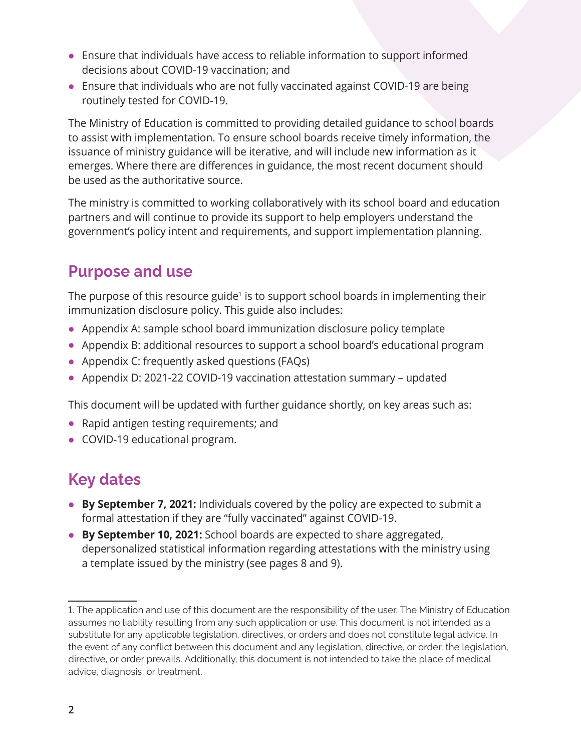- Ensure that individuals have access to reliable information to support informed decisions about COVID-19 vaccination; and
- Ensure that individuals who are not fully vaccinated against COVID-19 are being routinely tested for COVID-19.

The Ministry of Education is committed to providing detailed guidance to school boards to assist with implementation. To ensure school boards receive timely information, the issuance of ministry guidance will be iterative, and will include new information as it emerges. Where there are differences in guidance, the most recent document should be used as the authoritative source.

The ministry is committed to working collaboratively with its school board and education partners and will continue to provide its support to help employers understand the government's policy intent and requirements, and support implementation planning.

## Purpose and use

The purpose of this resource guide[1] is to support school boards in implementing their immunization disclosure policy. This guide also includes:

- Appendix A: sample school board immunization disclosure policy template
- Appendix B: additional resources to support a school board's educational program
- Appendix C: frequently asked questions (FAQs)
- Appendix D: 2021-22 COVID-19 vaccination attestation summary – updated

This document will be updated with further guidance shortly, on key areas such as:

- Rapid antigen testing requirements; and
- COVID-19 educational program.

## Key dates

- **By September 7, 2021:** Individuals covered by the policy are expected to submit a formal attestation if they are "fully vaccinated" against COVID-19.
- **By September 10, 2021:** School boards are expected to share aggregated, depersonalized statistical information regarding attestations with the ministry using a template issued by the ministry (see pages 8 and 9).

---

1. The application and use of this document are the responsibility of the user. The Ministry of Education assumes no liability resulting from any such application or use. This document is not intended as a substitute for any applicable legislation, directives, or orders and does not constitute legal advice. In the event of any conflict between this document and any legislation, directive, or order, the legislation, directive, or order prevails. Additionally, this document is not intended to take the place of medical advice, diagnosis, or treatment.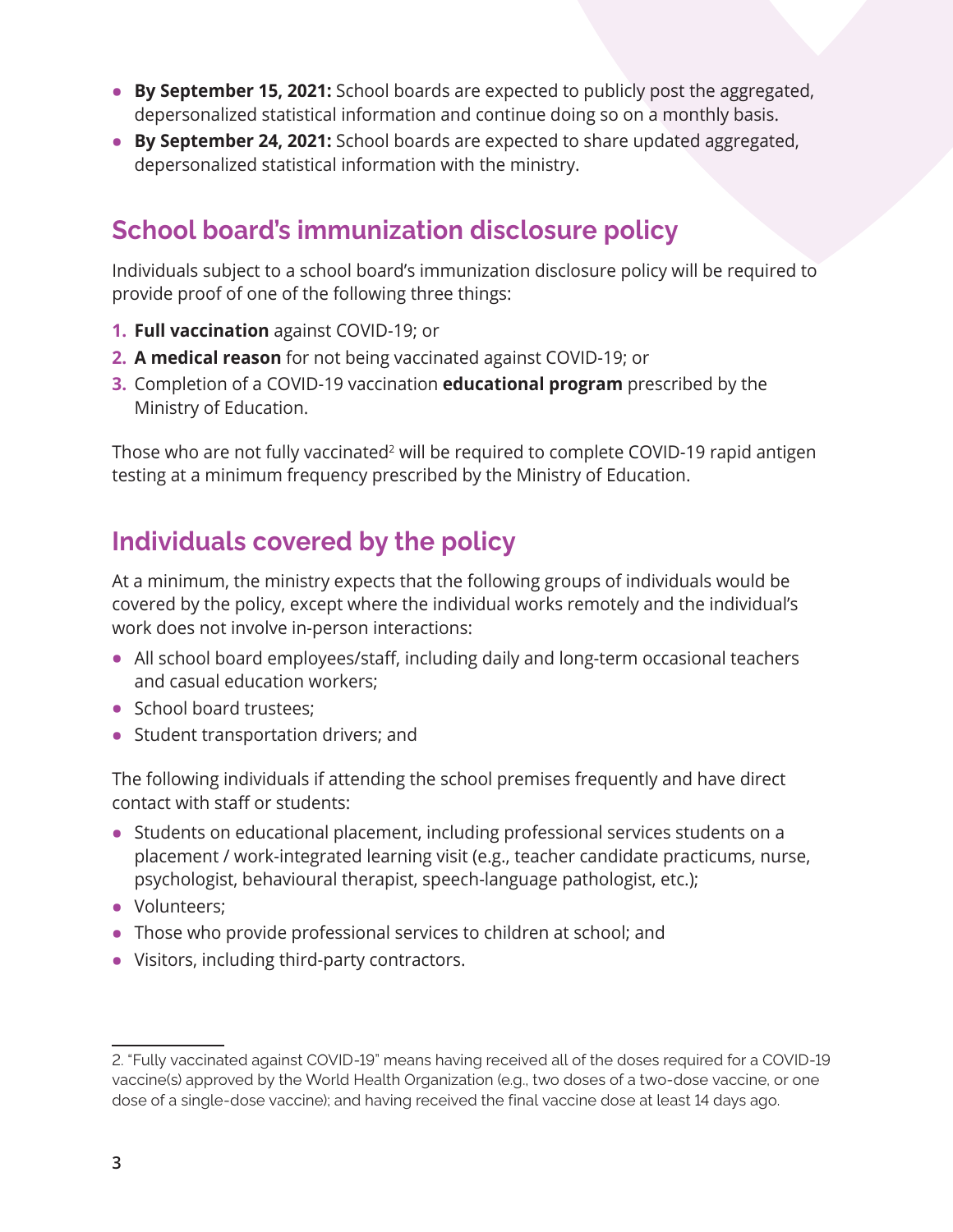- **By September 15, 2021:** School boards are expected to publicly post the aggregated, depersonalized statistical information and continue doing so on a monthly basis.
- **By September 24, 2021:** School boards are expected to share updated aggregated, depersonalized statistical information with the ministry.

## School board's immunization disclosure policy

Individuals subject to a school board's immunization disclosure policy will be required to provide proof of one of the following three things:

1. **Full vaccination** against COVID-19; or
2. **A medical reason** for not being vaccinated against COVID-19; or
3. Completion of a COVID-19 vaccination **educational program** prescribed by the Ministry of Education.

Those who are not fully vaccinated[2] will be required to complete COVID-19 rapid antigen testing at a minimum frequency prescribed by the Ministry of Education.

## Individuals covered by the policy

At a minimum, the ministry expects that the following groups of individuals would be covered by the policy, except where the individual works remotely and the individual's work does not involve in-person interactions:

- All school board employees/staff, including daily and long-term occasional teachers and casual education workers;
- School board trustees;
- Student transportation drivers; and

The following individuals if attending the school premises frequently and have direct contact with staff or students:

- Students on educational placement, including professional services students on a placement / work-integrated learning visit (e.g., teacher candidate practicums, nurse, psychologist, behavioural therapist, speech-language pathologist, etc.);
- Volunteers;
- Those who provide professional services to children at school; and
- Visitors, including third-party contractors.

---

2. "Fully vaccinated against COVID-19" means having received all of the doses required for a COVID-19 vaccine(s) approved by the World Health Organization (e.g., two doses of a two-dose vaccine, or one dose of a single-dose vaccine); and having received the final vaccine dose at least 14 days ago.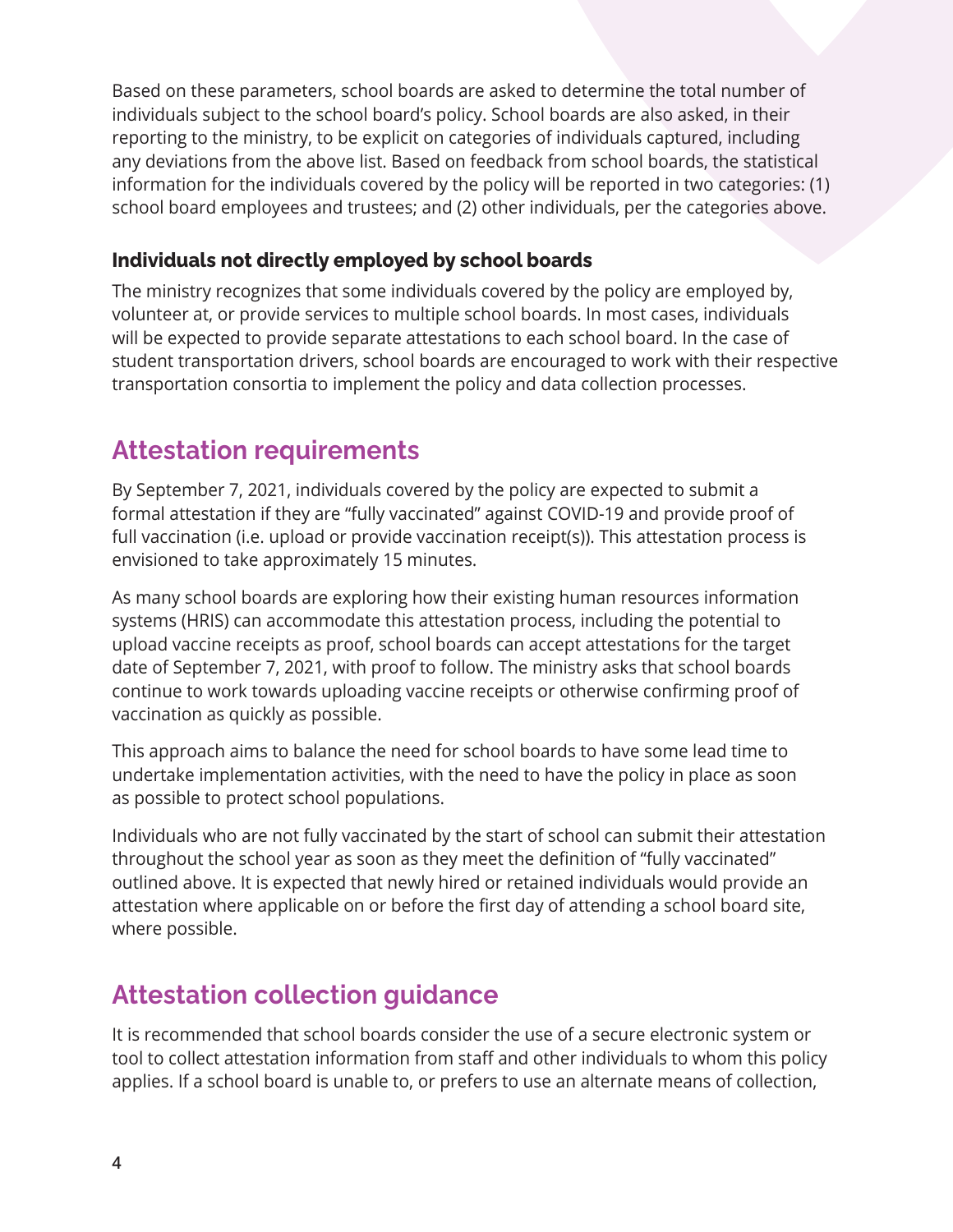Based on these parameters, school boards are asked to determine the total number of individuals subject to the school board's policy. School boards are also asked, in their reporting to the ministry, to be explicit on categories of individuals captured, including any deviations from the above list. Based on feedback from school boards, the statistical information for the individuals covered by the policy will be reported in two categories: (1) school board employees and trustees; and (2) other individuals, per the categories above.

### Individuals not directly employed by school boards

The ministry recognizes that some individuals covered by the policy are employed by, volunteer at, or provide services to multiple school boards. In most cases, individuals will be expected to provide separate attestations to each school board. In the case of student transportation drivers, school boards are encouraged to work with their respective transportation consortia to implement the policy and data collection processes.

## Attestation requirements

By September 7, 2021, individuals covered by the policy are expected to submit a formal attestation if they are "fully vaccinated" against COVID-19 and provide proof of full vaccination (i.e. upload or provide vaccination receipt(s)). This attestation process is envisioned to take approximately 15 minutes.

As many school boards are exploring how their existing human resources information systems (HRIS) can accommodate this attestation process, including the potential to upload vaccine receipts as proof, school boards can accept attestations for the target date of September 7, 2021, with proof to follow. The ministry asks that school boards continue to work towards uploading vaccine receipts or otherwise confirming proof of vaccination as quickly as possible.

This approach aims to balance the need for school boards to have some lead time to undertake implementation activities, with the need to have the policy in place as soon as possible to protect school populations.

Individuals who are not fully vaccinated by the start of school can submit their attestation throughout the school year as soon as they meet the definition of "fully vaccinated" outlined above. It is expected that newly hired or retained individuals would provide an attestation where applicable on or before the first day of attending a school board site, where possible.

## Attestation collection guidance

It is recommended that school boards consider the use of a secure electronic system or tool to collect attestation information from staff and other individuals to whom this policy applies. If a school board is unable to, or prefers to use an alternate means of collection,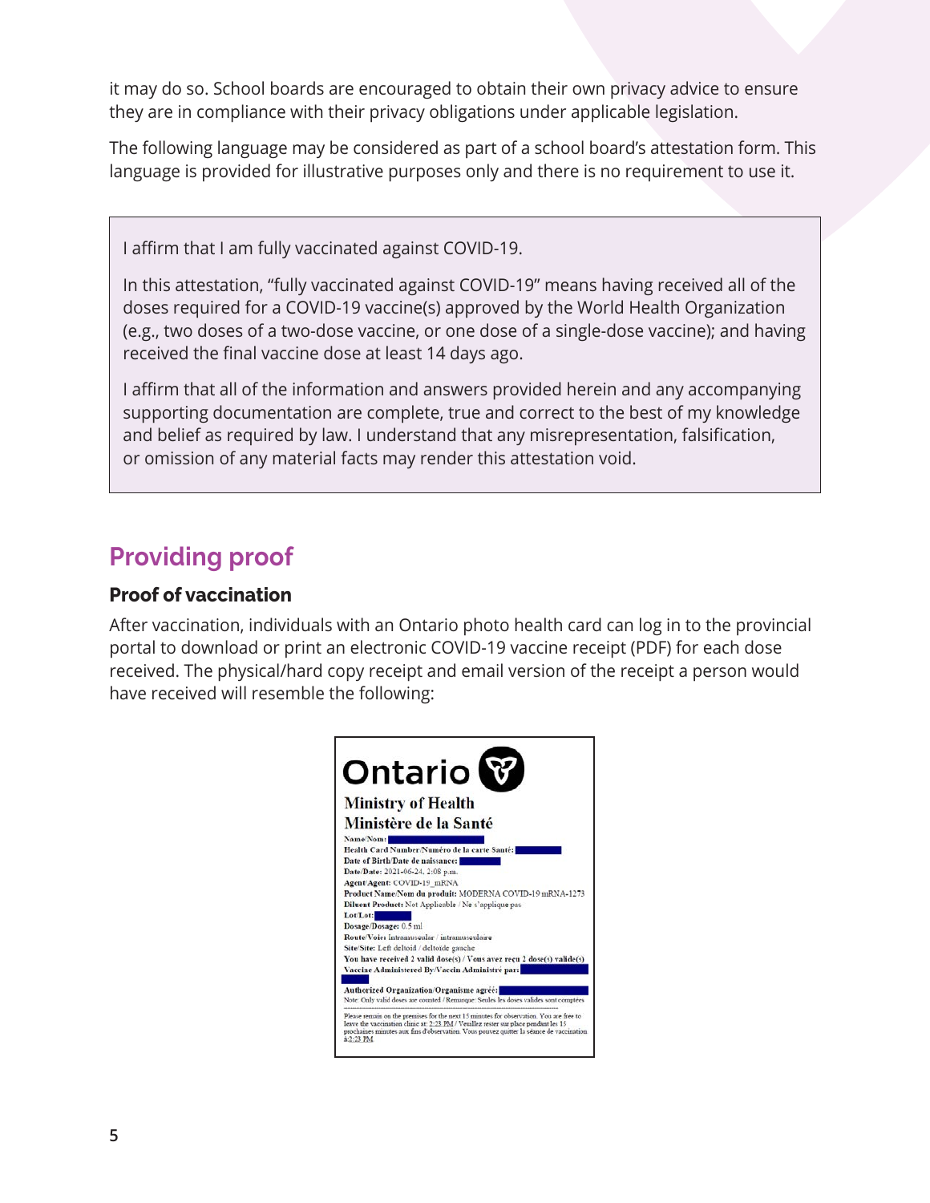it may do so. School boards are encouraged to obtain their own privacy advice to ensure they are in compliance with their privacy obligations under applicable legislation.

The following language may be considered as part of a school board's attestation form. This language is provided for illustrative purposes only and there is no requirement to use it.

> I affirm that I am fully vaccinated against COVID-19.
>
> In this attestation, "fully vaccinated against COVID-19" means having received all of the doses required for a COVID-19 vaccine(s) approved by the World Health Organization (e.g., two doses of a two-dose vaccine, or one dose of a single-dose vaccine); and having received the final vaccine dose at least 14 days ago.
>
> I affirm that all of the information and answers provided herein and any accompanying supporting documentation are complete, true and correct to the best of my knowledge and belief as required by law. I understand that any misrepresentation, falsification, or omission of any material facts may render this attestation void.

## Providing proof

### Proof of vaccination

After vaccination, individuals with an Ontario photo health card can log in to the provincial portal to download or print an electronic COVID-19 vaccine receipt (PDF) for each dose received. The physical/hard copy receipt and email version of the receipt a person would have received will resemble the following:

**Ontario**

**Ministry of Health**
**Ministère de la Santé**

**Name/Nom:**
**Health Card Number/Numéro de la carte Santé:**
**Date of Birth/Date de naissance:**
**Date/Date:** 2021-06-24, 2:08 p.m.
**Agent/Agent:** COVID-19_mRNA
**Product Name/Nom du produit:** MODERNA COVID-19 mRNA-1273
**Diluent Product:** Not Applicable / Ne s'applique pas
**Lot/Lot:**
**Dosage/Dosage:** 0.5 ml
**Route/Voie:** Intramuscular / intramusculaire
**Site/Site:** Left deltoid / deltoïde gauche
**You have received 2 valid dose(s) / Vous avez reçu 2 dose(s) valide(s)**
**Vaccine Administered By/Vaccin Administré par:**
**Authorized Organization/Organisme agréé:**
Note: Only valid doses are counted / Remarque: Seules les doses valides sont comptées

Please remain on the premises for the next 15 minutes for observation. You are free to leave the vaccination clinic at: 2:23 PM / Veuillez rester sur place pendant les 15 prochaines minutes aux fins d'observation. Vous pouvez quitter la séance de vaccination à 2:23 PM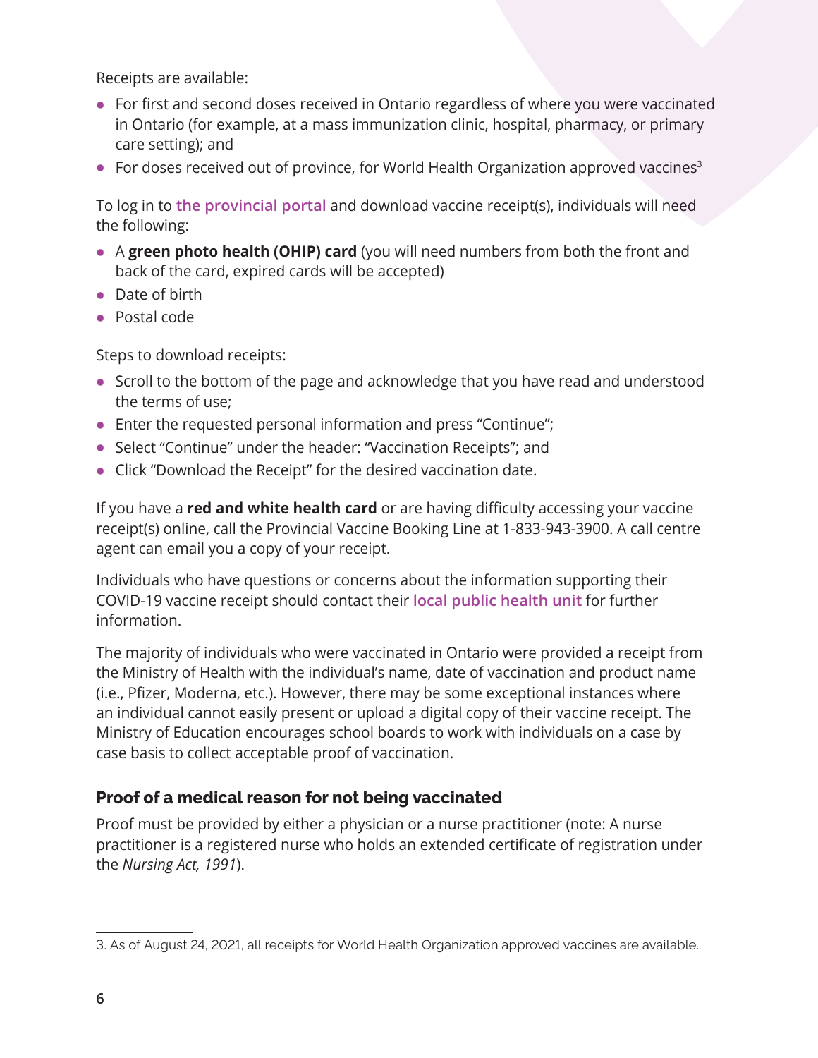Receipts are available:

- For first and second doses received in Ontario regardless of where you were vaccinated in Ontario (for example, at a mass immunization clinic, hospital, pharmacy, or primary care setting); and
- For doses received out of province, for World Health Organization approved vaccines[3]

To log in to the provincial portal and download vaccine receipt(s), individuals will need the following:

- A **green photo health (OHIP) card** (you will need numbers from both the front and back of the card, expired cards will be accepted)
- Date of birth
- Postal code

Steps to download receipts:

- Scroll to the bottom of the page and acknowledge that you have read and understood the terms of use;
- Enter the requested personal information and press "Continue";
- Select "Continue" under the header: "Vaccination Receipts"; and
- Click "Download the Receipt" for the desired vaccination date.

If you have a **red and white health card** or are having difficulty accessing your vaccine receipt(s) online, call the Provincial Vaccine Booking Line at 1-833-943-3900. A call centre agent can email you a copy of your receipt.

Individuals who have questions or concerns about the information supporting their COVID-19 vaccine receipt should contact their local public health unit for further information.

The majority of individuals who were vaccinated in Ontario were provided a receipt from the Ministry of Health with the individual's name, date of vaccination and product name (i.e., Pfizer, Moderna, etc.). However, there may be some exceptional instances where an individual cannot easily present or upload a digital copy of their vaccine receipt. The Ministry of Education encourages school boards to work with individuals on a case by case basis to collect acceptable proof of vaccination.

### Proof of a medical reason for not being vaccinated

Proof must be provided by either a physician or a nurse practitioner (note: A nurse practitioner is a registered nurse who holds an extended certificate of registration under the *Nursing Act, 1991*).

---

3. As of August 24, 2021, all receipts for World Health Organization approved vaccines are available.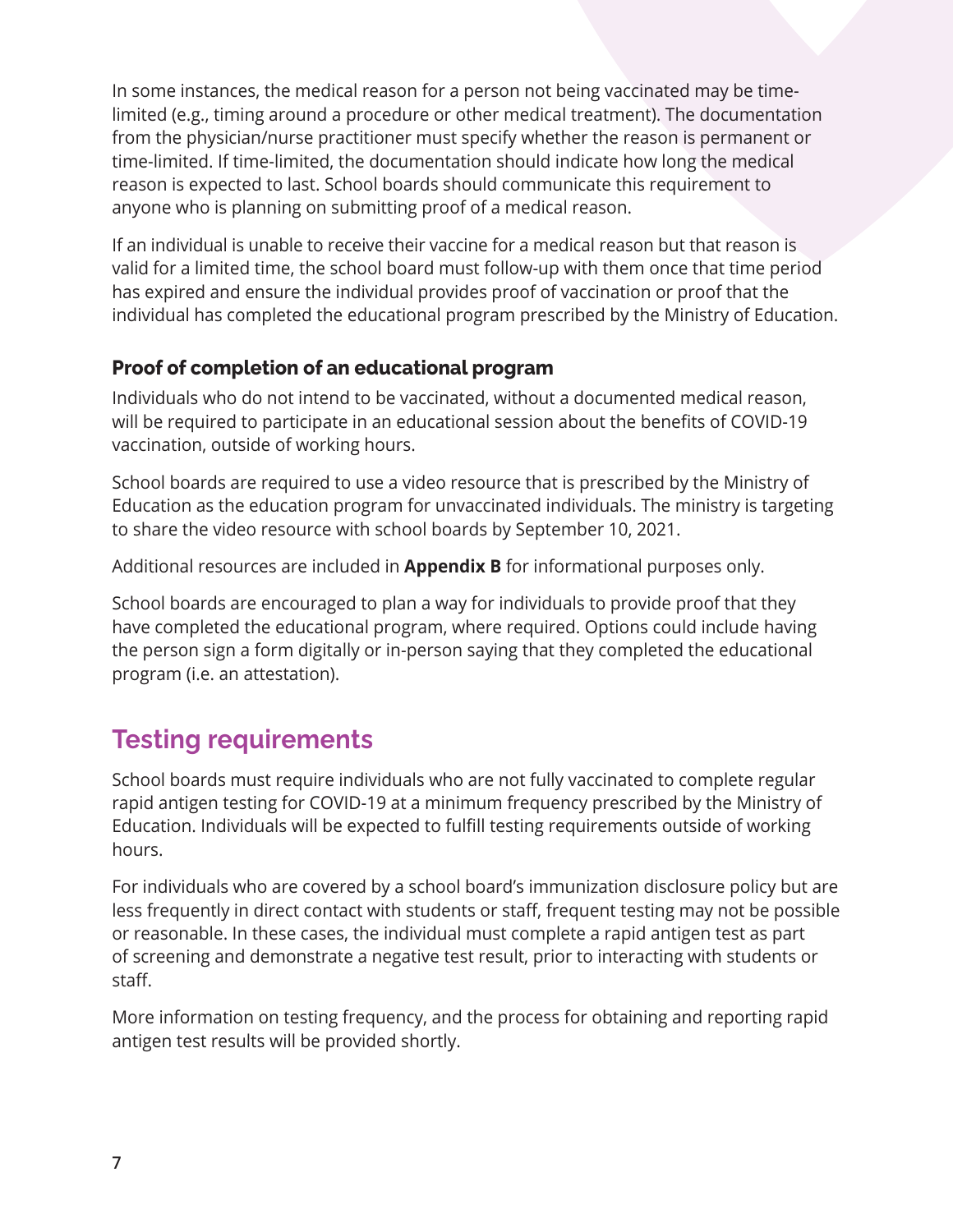In some instances, the medical reason for a person not being vaccinated may be time-limited (e.g., timing around a procedure or other medical treatment). The documentation from the physician/nurse practitioner must specify whether the reason is permanent or time-limited. If time-limited, the documentation should indicate how long the medical reason is expected to last. School boards should communicate this requirement to anyone who is planning on submitting proof of a medical reason.

If an individual is unable to receive their vaccine for a medical reason but that reason is valid for a limited time, the school board must follow-up with them once that time period has expired and ensure the individual provides proof of vaccination or proof that the individual has completed the educational program prescribed by the Ministry of Education.

### Proof of completion of an educational program

Individuals who do not intend to be vaccinated, without a documented medical reason, will be required to participate in an educational session about the benefits of COVID-19 vaccination, outside of working hours.

School boards are required to use a video resource that is prescribed by the Ministry of Education as the education program for unvaccinated individuals. The ministry is targeting to share the video resource with school boards by September 10, 2021.

Additional resources are included in **Appendix B** for informational purposes only.

School boards are encouraged to plan a way for individuals to provide proof that they have completed the educational program, where required. Options could include having the person sign a form digitally or in-person saying that they completed the educational program (i.e. an attestation).

## Testing requirements

School boards must require individuals who are not fully vaccinated to complete regular rapid antigen testing for COVID-19 at a minimum frequency prescribed by the Ministry of Education. Individuals will be expected to fulfill testing requirements outside of working hours.

For individuals who are covered by a school board's immunization disclosure policy but are less frequently in direct contact with students or staff, frequent testing may not be possible or reasonable. In these cases, the individual must complete a rapid antigen test as part of screening and demonstrate a negative test result, prior to interacting with students or staff.

More information on testing frequency, and the process for obtaining and reporting rapid antigen test results will be provided shortly.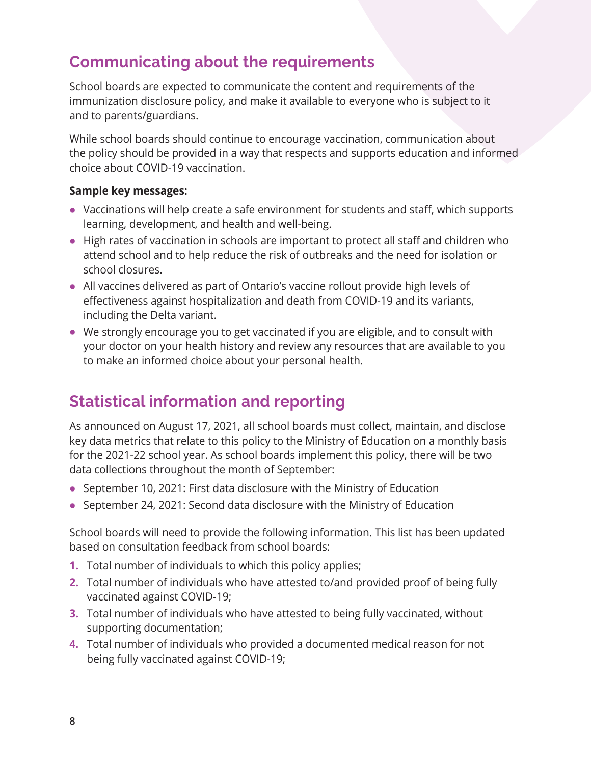## Communicating about the requirements

School boards are expected to communicate the content and requirements of the immunization disclosure policy, and make it available to everyone who is subject to it and to parents/guardians.

While school boards should continue to encourage vaccination, communication about the policy should be provided in a way that respects and supports education and informed choice about COVID-19 vaccination.

**Sample key messages:**

- Vaccinations will help create a safe environment for students and staff, which supports learning, development, and health and well-being.
- High rates of vaccination in schools are important to protect all staff and children who attend school and to help reduce the risk of outbreaks and the need for isolation or school closures.
- All vaccines delivered as part of Ontario's vaccine rollout provide high levels of effectiveness against hospitalization and death from COVID-19 and its variants, including the Delta variant.
- We strongly encourage you to get vaccinated if you are eligible, and to consult with your doctor on your health history and review any resources that are available to you to make an informed choice about your personal health.

## Statistical information and reporting

As announced on August 17, 2021, all school boards must collect, maintain, and disclose key data metrics that relate to this policy to the Ministry of Education on a monthly basis for the 2021-22 school year. As school boards implement this policy, there will be two data collections throughout the month of September:

- September 10, 2021: First data disclosure with the Ministry of Education
- September 24, 2021: Second data disclosure with the Ministry of Education

School boards will need to provide the following information. This list has been updated based on consultation feedback from school boards:

1. Total number of individuals to which this policy applies;
2. Total number of individuals who have attested to/and provided proof of being fully vaccinated against COVID-19;
3. Total number of individuals who have attested to being fully vaccinated, without supporting documentation;
4. Total number of individuals who provided a documented medical reason for not being fully vaccinated against COVID-19;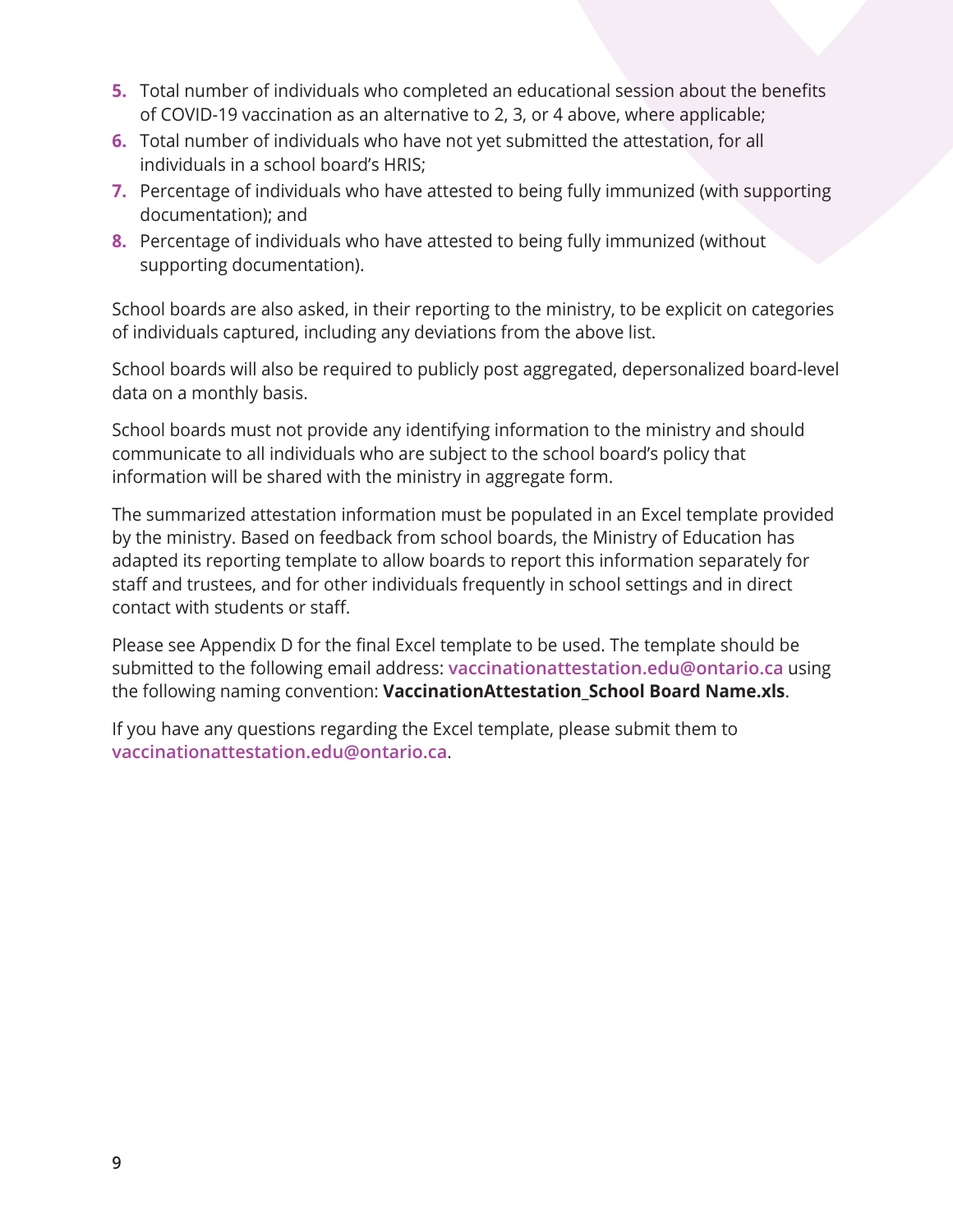5. Total number of individuals who completed an educational session about the benefits of COVID-19 vaccination as an alternative to 2, 3, or 4 above, where applicable;
6. Total number of individuals who have not yet submitted the attestation, for all individuals in a school board's HRIS;
7. Percentage of individuals who have attested to being fully immunized (with supporting documentation); and
8. Percentage of individuals who have attested to being fully immunized (without supporting documentation).

School boards are also asked, in their reporting to the ministry, to be explicit on categories of individuals captured, including any deviations from the above list.

School boards will also be required to publicly post aggregated, depersonalized board-level data on a monthly basis.

School boards must not provide any identifying information to the ministry and should communicate to all individuals who are subject to the school board's policy that information will be shared with the ministry in aggregate form.

The summarized attestation information must be populated in an Excel template provided by the ministry. Based on feedback from school boards, the Ministry of Education has adapted its reporting template to allow boards to report this information separately for staff and trustees, and for other individuals frequently in school settings and in direct contact with students or staff.

Please see Appendix D for the final Excel template to be used. The template should be submitted to the following email address: vaccinationattestation.edu@ontario.ca using the following naming convention: **VaccinationAttestation_School Board Name.xls**.

If you have any questions regarding the Excel template, please submit them to vaccinationattestation.edu@ontario.ca.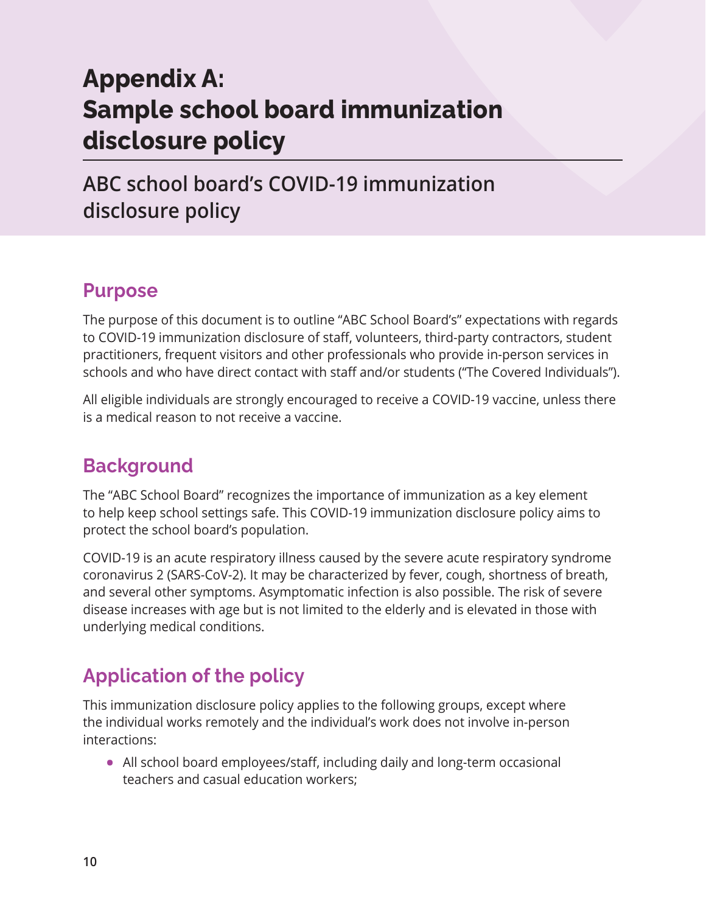# Appendix A: Sample school board immunization disclosure policy

## ABC school board's COVID-19 immunization disclosure policy

### Purpose

The purpose of this document is to outline "ABC School Board's" expectations with regards to COVID-19 immunization disclosure of staff, volunteers, third-party contractors, student practitioners, frequent visitors and other professionals who provide in-person services in schools and who have direct contact with staff and/or students ("The Covered Individuals").

All eligible individuals are strongly encouraged to receive a COVID-19 vaccine, unless there is a medical reason to not receive a vaccine.

### Background

The "ABC School Board" recognizes the importance of immunization as a key element to help keep school settings safe. This COVID-19 immunization disclosure policy aims to protect the school board's population.

COVID-19 is an acute respiratory illness caused by the severe acute respiratory syndrome coronavirus 2 (SARS-CoV-2). It may be characterized by fever, cough, shortness of breath, and several other symptoms. Asymptomatic infection is also possible. The risk of severe disease increases with age but is not limited to the elderly and is elevated in those with underlying medical conditions.

### Application of the policy

This immunization disclosure policy applies to the following groups, except where the individual works remotely and the individual's work does not involve in-person interactions:

- All school board employees/staff, including daily and long-term occasional teachers and casual education workers;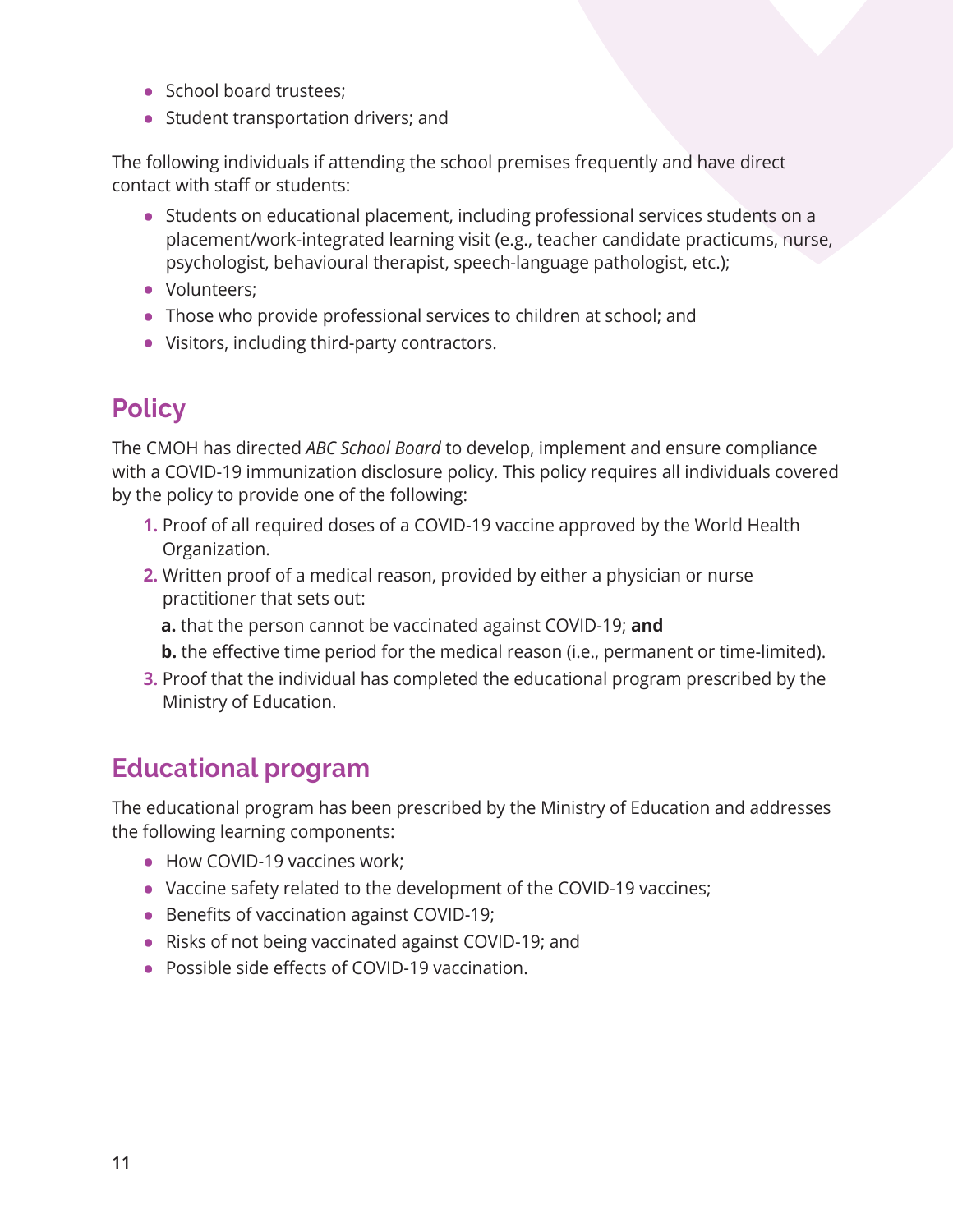- School board trustees;
- Student transportation drivers; and

The following individuals if attending the school premises frequently and have direct contact with staff or students:

- Students on educational placement, including professional services students on a placement/work-integrated learning visit (e.g., teacher candidate practicums, nurse, psychologist, behavioural therapist, speech-language pathologist, etc.);
- Volunteers;
- Those who provide professional services to children at school; and
- Visitors, including third-party contractors.

## Policy

The CMOH has directed *ABC School Board* to develop, implement and ensure compliance with a COVID-19 immunization disclosure policy. This policy requires all individuals covered by the policy to provide one of the following:

1. Proof of all required doses of a COVID-19 vaccine approved by the World Health Organization.
2. Written proof of a medical reason, provided by either a physician or nurse practitioner that sets out:
   a. that the person cannot be vaccinated against COVID-19; **and**
   b. the effective time period for the medical reason (i.e., permanent or time-limited).
3. Proof that the individual has completed the educational program prescribed by the Ministry of Education.

## Educational program

The educational program has been prescribed by the Ministry of Education and addresses the following learning components:

- How COVID-19 vaccines work;
- Vaccine safety related to the development of the COVID-19 vaccines;
- Benefits of vaccination against COVID-19;
- Risks of not being vaccinated against COVID-19; and
- Possible side effects of COVID-19 vaccination.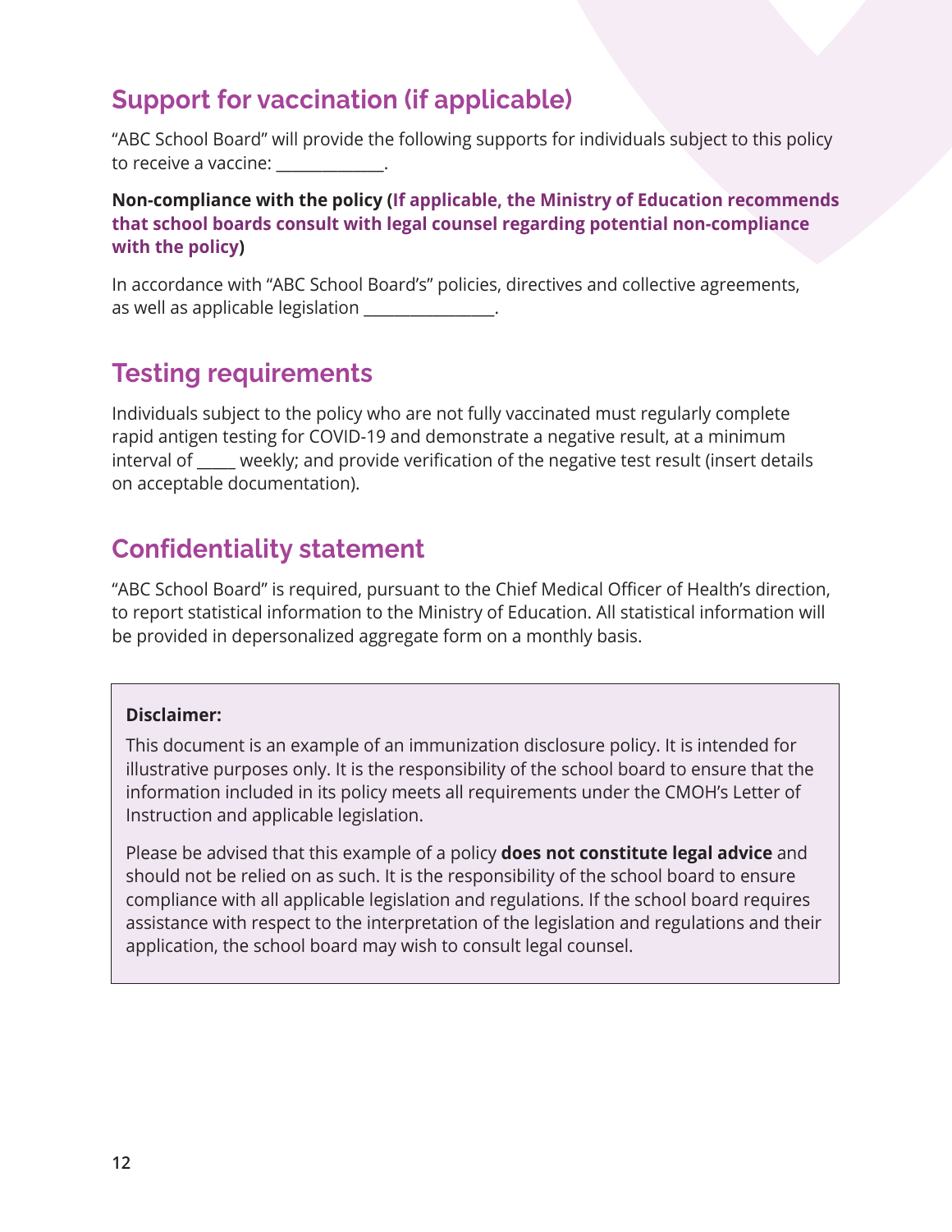## Support for vaccination (if applicable)

"ABC School Board" will provide the following supports for individuals subject to this policy to receive a vaccine: _____________.

**Non-compliance with the policy (If applicable, the Ministry of Education recommends that school boards consult with legal counsel regarding potential non-compliance with the policy)**

In accordance with "ABC School Board's" policies, directives and collective agreements, as well as applicable legislation _______________.

## Testing requirements

Individuals subject to the policy who are not fully vaccinated must regularly complete rapid antigen testing for COVID-19 and demonstrate a negative result, at a minimum interval of _____ weekly; and provide verification of the negative test result (insert details on acceptable documentation).

## Confidentiality statement

"ABC School Board" is required, pursuant to the Chief Medical Officer of Health's direction, to report statistical information to the Ministry of Education. All statistical information will be provided in depersonalized aggregate form on a monthly basis.

**Disclaimer:**

This document is an example of an immunization disclosure policy. It is intended for illustrative purposes only. It is the responsibility of the school board to ensure that the information included in its policy meets all requirements under the CMOH's Letter of Instruction and applicable legislation.

Please be advised that this example of a policy **does not constitute legal advice** and should not be relied on as such. It is the responsibility of the school board to ensure compliance with all applicable legislation and regulations. If the school board requires assistance with respect to the interpretation of the legislation and regulations and their application, the school board may wish to consult legal counsel.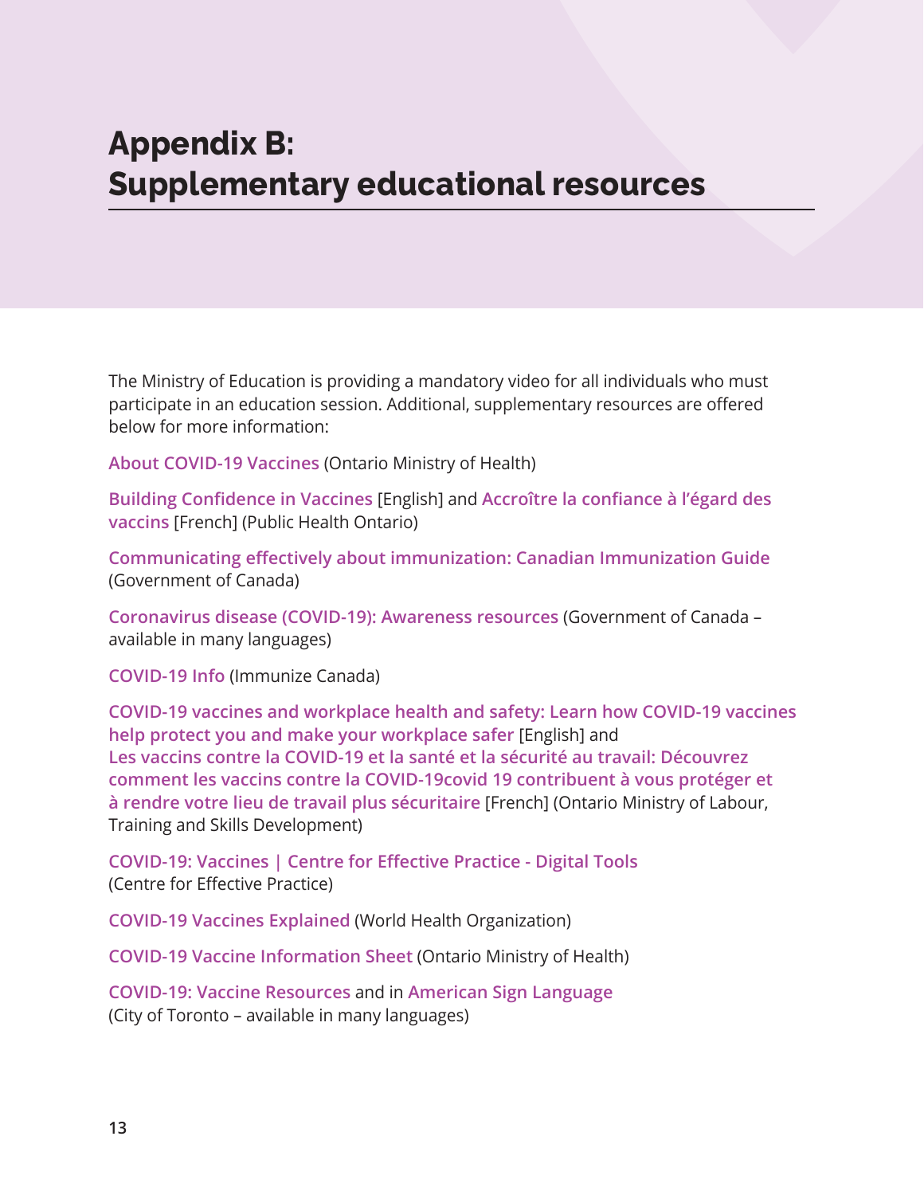# Appendix B: Supplementary educational resources

The Ministry of Education is providing a mandatory video for all individuals who must participate in an education session. Additional, supplementary resources are offered below for more information:

About COVID-19 Vaccines (Ontario Ministry of Health)

Building Confidence in Vaccines [English] and Accroître la confiance à l'égard des vaccins [French] (Public Health Ontario)

Communicating effectively about immunization: Canadian Immunization Guide (Government of Canada)

Coronavirus disease (COVID-19): Awareness resources (Government of Canada – available in many languages)

COVID-19 Info (Immunize Canada)

COVID-19 vaccines and workplace health and safety: Learn how COVID-19 vaccines help protect you and make your workplace safer [English] and Les vaccins contre la COVID-19 et la santé et la sécurité au travail: Découvrez comment les vaccins contre la COVID-19covid 19 contribuent à vous protéger et à rendre votre lieu de travail plus sécuritaire [French] (Ontario Ministry of Labour, Training and Skills Development)

COVID-19: Vaccines | Centre for Effective Practice - Digital Tools (Centre for Effective Practice)

COVID-19 Vaccines Explained (World Health Organization)

COVID-19 Vaccine Information Sheet (Ontario Ministry of Health)

COVID-19: Vaccine Resources and in American Sign Language (City of Toronto – available in many languages)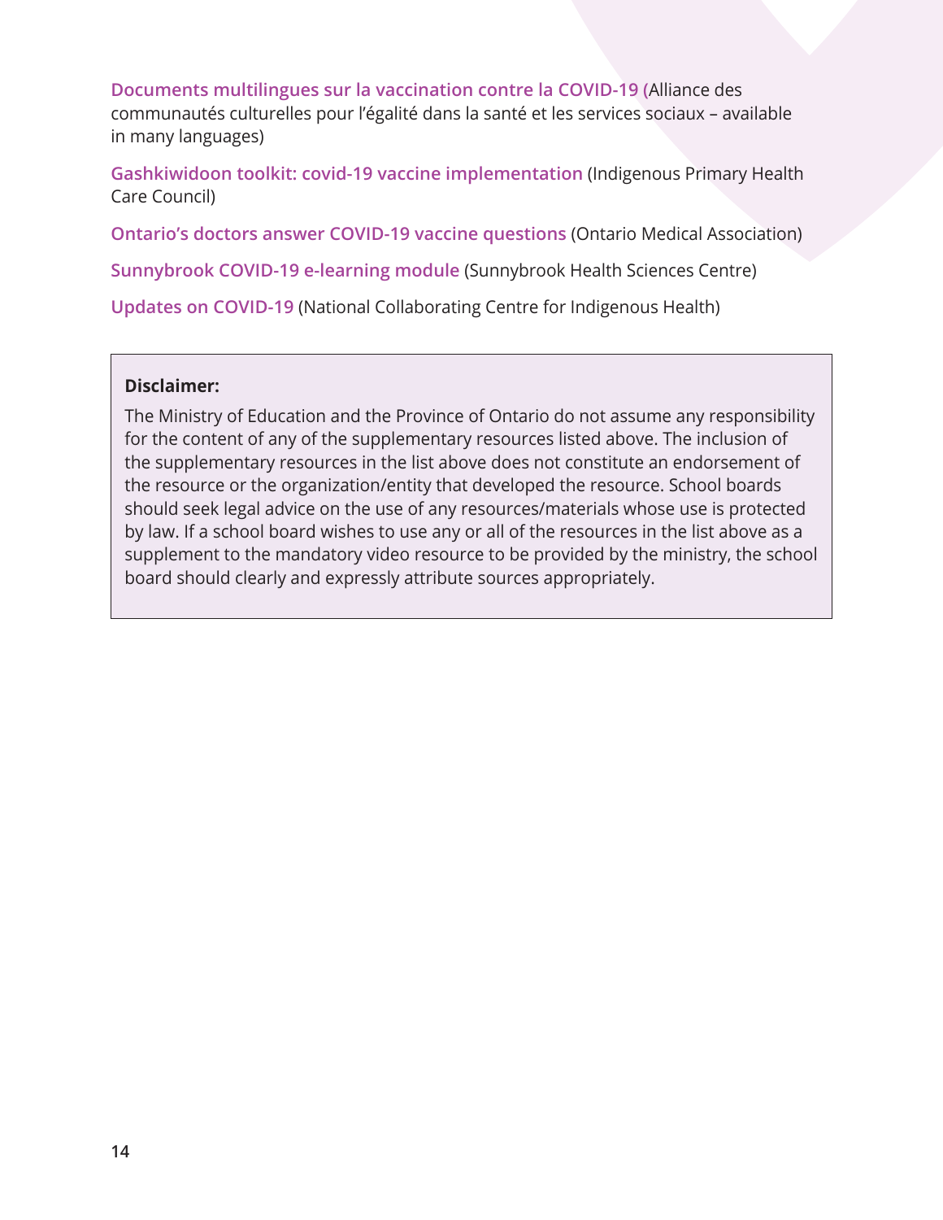**Documents multilingues sur la vaccination contre la COVID-19** (Alliance des communautés culturelles pour l'égalité dans la santé et les services sociaux – available in many languages)

**Gashkiwidoon toolkit: covid-19 vaccine implementation** (Indigenous Primary Health Care Council)

**Ontario's doctors answer COVID-19 vaccine questions** (Ontario Medical Association)

**Sunnybrook COVID-19 e-learning module** (Sunnybrook Health Sciences Centre)

**Updates on COVID-19** (National Collaborating Centre for Indigenous Health)

> **Disclaimer:**
>
> The Ministry of Education and the Province of Ontario do not assume any responsibility for the content of any of the supplementary resources listed above. The inclusion of the supplementary resources in the list above does not constitute an endorsement of the resource or the organization/entity that developed the resource. School boards should seek legal advice on the use of any resources/materials whose use is protected by law. If a school board wishes to use any or all of the resources in the list above as a supplement to the mandatory video resource to be provided by the ministry, the school board should clearly and expressly attribute sources appropriately.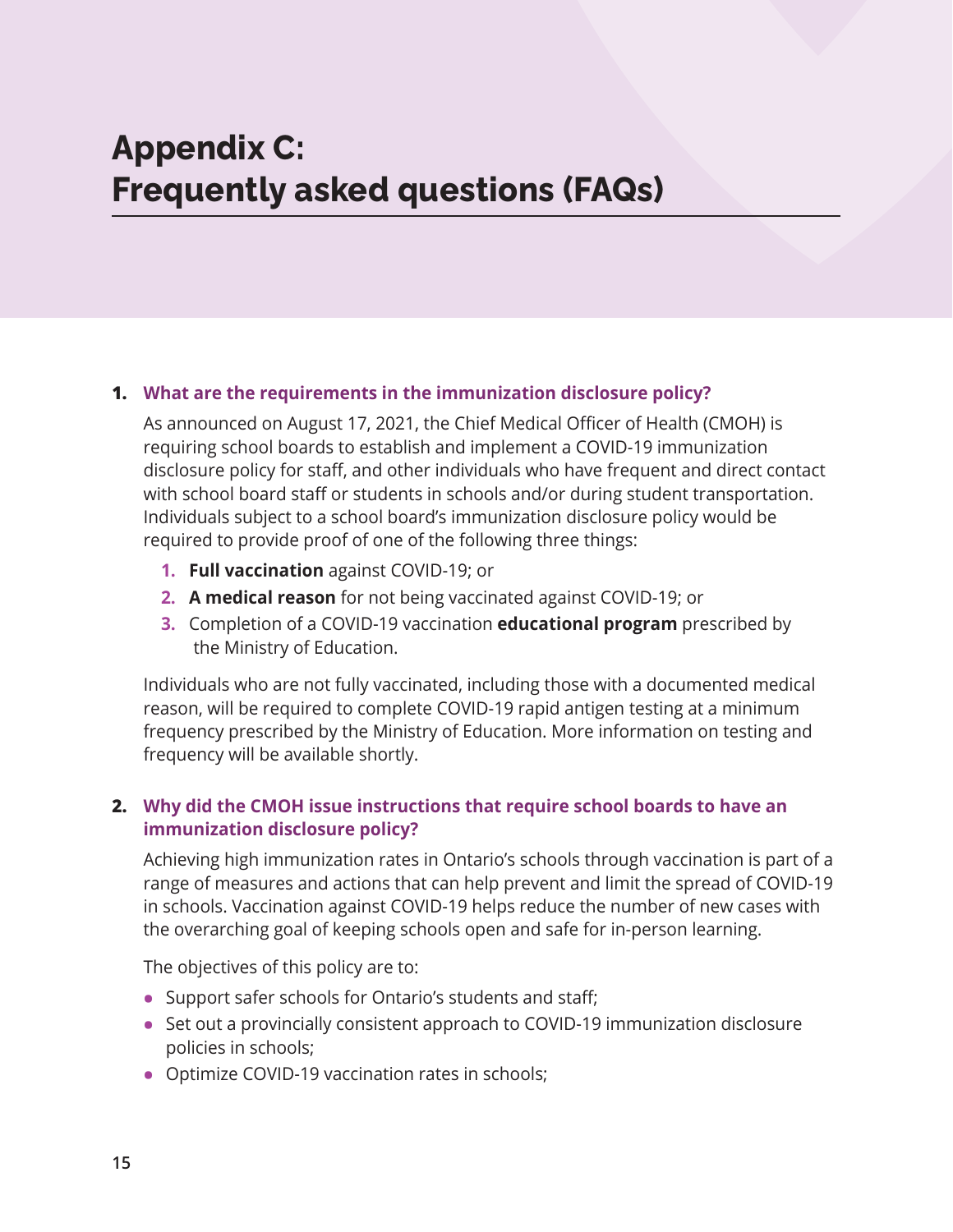# Appendix C: Frequently asked questions (FAQs)

1. **What are the requirements in the immunization disclosure policy?**

   As announced on August 17, 2021, the Chief Medical Officer of Health (CMOH) is requiring school boards to establish and implement a COVID-19 immunization disclosure policy for staff, and other individuals who have frequent and direct contact with school board staff or students in schools and/or during student transportation. Individuals subject to a school board's immunization disclosure policy would be required to provide proof of one of the following three things:

   1. **Full vaccination** against COVID-19; or
   2. **A medical reason** for not being vaccinated against COVID-19; or
   3. Completion of a COVID-19 vaccination **educational program** prescribed by the Ministry of Education.

   Individuals who are not fully vaccinated, including those with a documented medical reason, will be required to complete COVID-19 rapid antigen testing at a minimum frequency prescribed by the Ministry of Education. More information on testing and frequency will be available shortly.

2. **Why did the CMOH issue instructions that require school boards to have an immunization disclosure policy?**

   Achieving high immunization rates in Ontario's schools through vaccination is part of a range of measures and actions that can help prevent and limit the spread of COVID-19 in schools. Vaccination against COVID-19 helps reduce the number of new cases with the overarching goal of keeping schools open and safe for in-person learning.

   The objectives of this policy are to:

   - Support safer schools for Ontario's students and staff;
   - Set out a provincially consistent approach to COVID-19 immunization disclosure policies in schools;
   - Optimize COVID-19 vaccination rates in schools;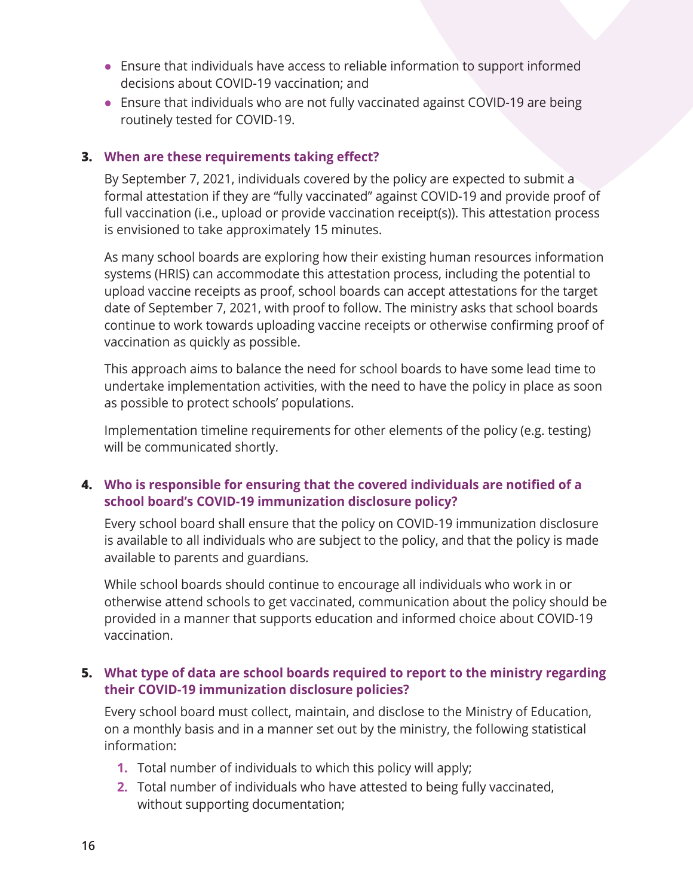- Ensure that individuals have access to reliable information to support informed decisions about COVID-19 vaccination; and
- Ensure that individuals who are not fully vaccinated against COVID-19 are being routinely tested for COVID-19.

### 3. When are these requirements taking effect?

By September 7, 2021, individuals covered by the policy are expected to submit a formal attestation if they are "fully vaccinated" against COVID-19 and provide proof of full vaccination (i.e., upload or provide vaccination receipt(s)). This attestation process is envisioned to take approximately 15 minutes.

As many school boards are exploring how their existing human resources information systems (HRIS) can accommodate this attestation process, including the potential to upload vaccine receipts as proof, school boards can accept attestations for the target date of September 7, 2021, with proof to follow. The ministry asks that school boards continue to work towards uploading vaccine receipts or otherwise confirming proof of vaccination as quickly as possible.

This approach aims to balance the need for school boards to have some lead time to undertake implementation activities, with the need to have the policy in place as soon as possible to protect schools' populations.

Implementation timeline requirements for other elements of the policy (e.g. testing) will be communicated shortly.

### 4. Who is responsible for ensuring that the covered individuals are notified of a school board's COVID-19 immunization disclosure policy?

Every school board shall ensure that the policy on COVID-19 immunization disclosure is available to all individuals who are subject to the policy, and that the policy is made available to parents and guardians.

While school boards should continue to encourage all individuals who work in or otherwise attend schools to get vaccinated, communication about the policy should be provided in a manner that supports education and informed choice about COVID-19 vaccination.

### 5. What type of data are school boards required to report to the ministry regarding their COVID-19 immunization disclosure policies?

Every school board must collect, maintain, and disclose to the Ministry of Education, on a monthly basis and in a manner set out by the ministry, the following statistical information:

1. Total number of individuals to which this policy will apply;
2. Total number of individuals who have attested to being fully vaccinated, without supporting documentation;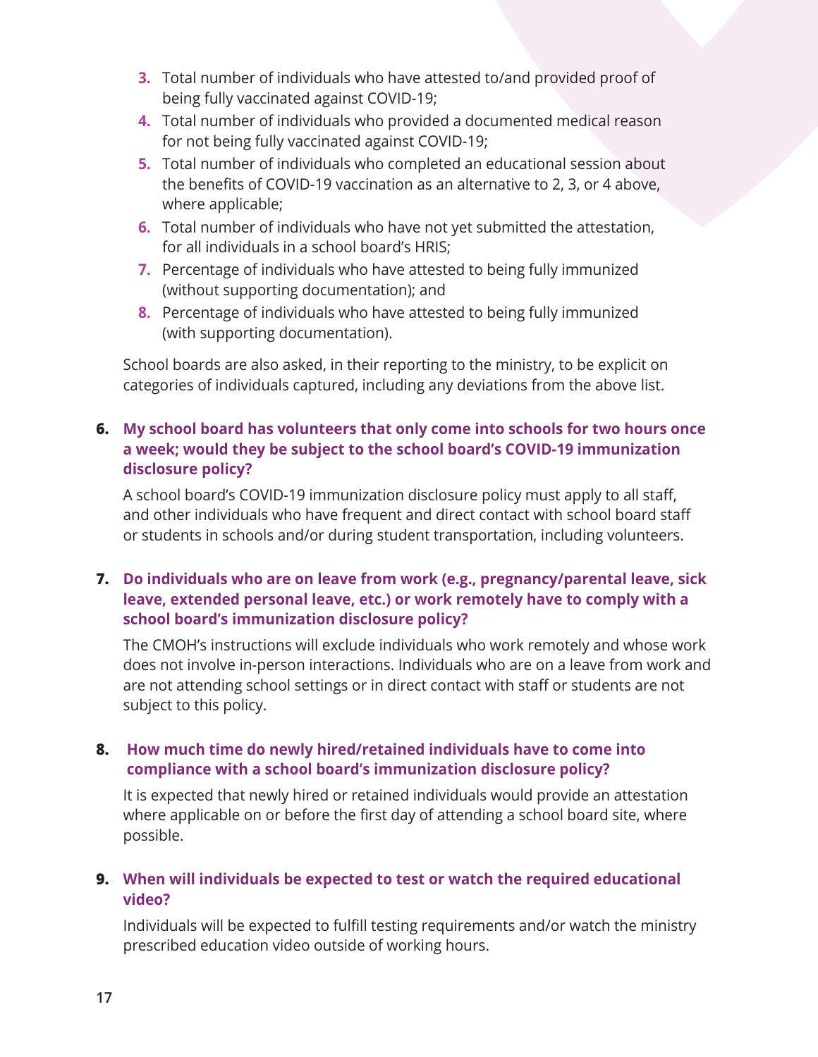3. Total number of individuals who have attested to/and provided proof of being fully vaccinated against COVID-19;
4. Total number of individuals who provided a documented medical reason for not being fully vaccinated against COVID-19;
5. Total number of individuals who completed an educational session about the benefits of COVID-19 vaccination as an alternative to 2, 3, or 4 above, where applicable;
6. Total number of individuals who have not yet submitted the attestation, for all individuals in a school board's HRIS;
7. Percentage of individuals who have attested to being fully immunized (without supporting documentation); and
8. Percentage of individuals who have attested to being fully immunized (with supporting documentation).

School boards are also asked, in their reporting to the ministry, to be explicit on categories of individuals captured, including any deviations from the above list.

**6. My school board has volunteers that only come into schools for two hours once a week; would they be subject to the school board's COVID-19 immunization disclosure policy?**

A school board's COVID-19 immunization disclosure policy must apply to all staff, and other individuals who have frequent and direct contact with school board staff or students in schools and/or during student transportation, including volunteers.

**7. Do individuals who are on leave from work (e.g., pregnancy/parental leave, sick leave, extended personal leave, etc.) or work remotely have to comply with a school board's immunization disclosure policy?**

The CMOH's instructions will exclude individuals who work remotely and whose work does not involve in-person interactions. Individuals who are on a leave from work and are not attending school settings or in direct contact with staff or students are not subject to this policy.

**8. How much time do newly hired/retained individuals have to come into compliance with a school board's immunization disclosure policy?**

It is expected that newly hired or retained individuals would provide an attestation where applicable on or before the first day of attending a school board site, where possible.

**9. When will individuals be expected to test or watch the required educational video?**

Individuals will be expected to fulfill testing requirements and/or watch the ministry prescribed education video outside of working hours.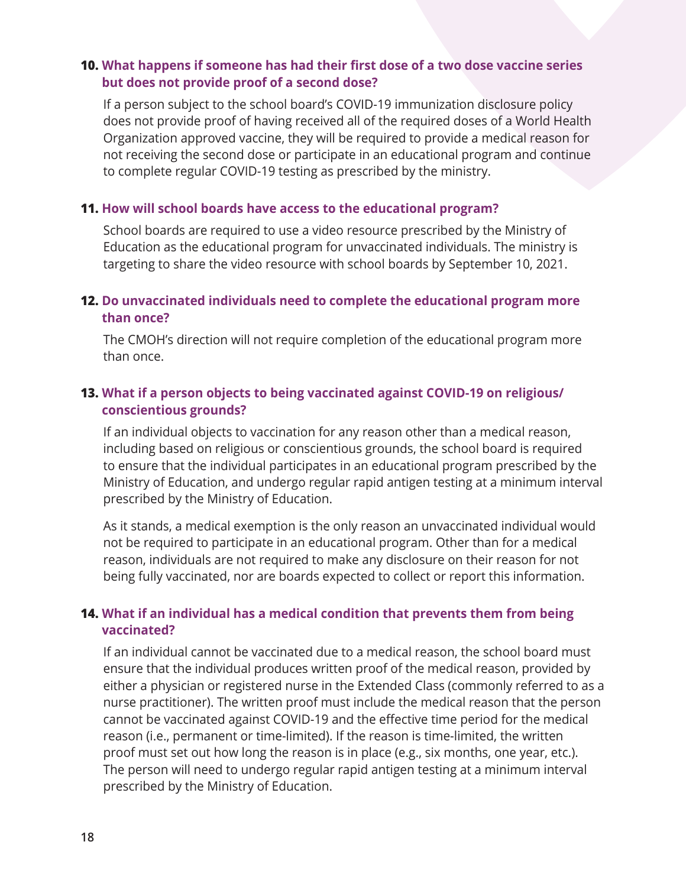**10. What happens if someone has had their first dose of a two dose vaccine series but does not provide proof of a second dose?**

If a person subject to the school board's COVID-19 immunization disclosure policy does not provide proof of having received all of the required doses of a World Health Organization approved vaccine, they will be required to provide a medical reason for not receiving the second dose or participate in an educational program and continue to complete regular COVID-19 testing as prescribed by the ministry.

**11. How will school boards have access to the educational program?**

School boards are required to use a video resource prescribed by the Ministry of Education as the educational program for unvaccinated individuals. The ministry is targeting to share the video resource with school boards by September 10, 2021.

**12. Do unvaccinated individuals need to complete the educational program more than once?**

The CMOH's direction will not require completion of the educational program more than once.

**13. What if a person objects to being vaccinated against COVID-19 on religious/conscientious grounds?**

If an individual objects to vaccination for any reason other than a medical reason, including based on religious or conscientious grounds, the school board is required to ensure that the individual participates in an educational program prescribed by the Ministry of Education, and undergo regular rapid antigen testing at a minimum interval prescribed by the Ministry of Education.

As it stands, a medical exemption is the only reason an unvaccinated individual would not be required to participate in an educational program. Other than for a medical reason, individuals are not required to make any disclosure on their reason for not being fully vaccinated, nor are boards expected to collect or report this information.

**14. What if an individual has a medical condition that prevents them from being vaccinated?**

If an individual cannot be vaccinated due to a medical reason, the school board must ensure that the individual produces written proof of the medical reason, provided by either a physician or registered nurse in the Extended Class (commonly referred to as a nurse practitioner). The written proof must include the medical reason that the person cannot be vaccinated against COVID-19 and the effective time period for the medical reason (i.e., permanent or time-limited). If the reason is time-limited, the written proof must set out how long the reason is in place (e.g., six months, one year, etc.). The person will need to undergo regular rapid antigen testing at a minimum interval prescribed by the Ministry of Education.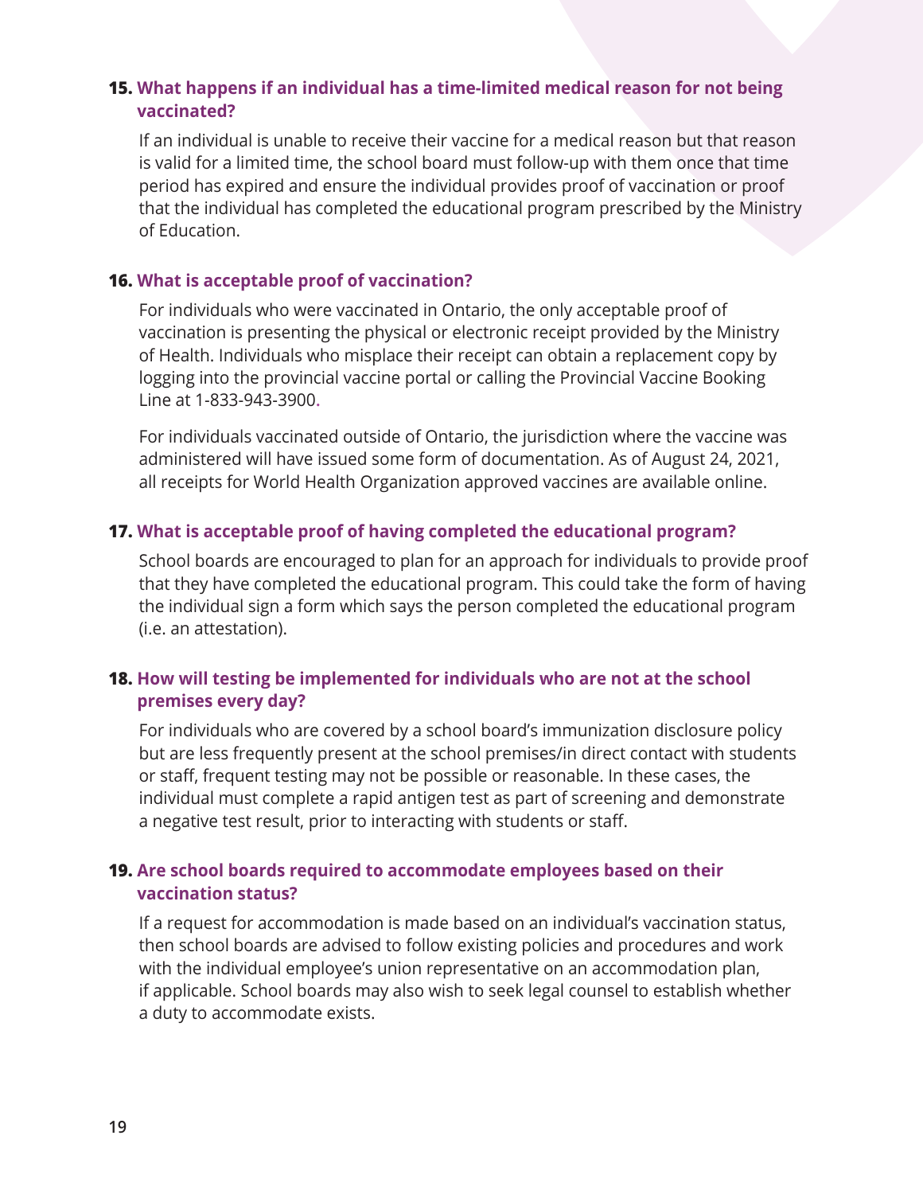### 15. What happens if an individual has a time-limited medical reason for not being vaccinated?

If an individual is unable to receive their vaccine for a medical reason but that reason is valid for a limited time, the school board must follow-up with them once that time period has expired and ensure the individual provides proof of vaccination or proof that the individual has completed the educational program prescribed by the Ministry of Education.

### 16. What is acceptable proof of vaccination?

For individuals who were vaccinated in Ontario, the only acceptable proof of vaccination is presenting the physical or electronic receipt provided by the Ministry of Health. Individuals who misplace their receipt can obtain a replacement copy by logging into the provincial vaccine portal or calling the Provincial Vaccine Booking Line at 1-833-943-3900.

For individuals vaccinated outside of Ontario, the jurisdiction where the vaccine was administered will have issued some form of documentation. As of August 24, 2021, all receipts for World Health Organization approved vaccines are available online.

### 17. What is acceptable proof of having completed the educational program?

School boards are encouraged to plan for an approach for individuals to provide proof that they have completed the educational program. This could take the form of having the individual sign a form which says the person completed the educational program (i.e. an attestation).

### 18. How will testing be implemented for individuals who are not at the school premises every day?

For individuals who are covered by a school board's immunization disclosure policy but are less frequently present at the school premises/in direct contact with students or staff, frequent testing may not be possible or reasonable. In these cases, the individual must complete a rapid antigen test as part of screening and demonstrate a negative test result, prior to interacting with students or staff.

### 19. Are school boards required to accommodate employees based on their vaccination status?

If a request for accommodation is made based on an individual's vaccination status, then school boards are advised to follow existing policies and procedures and work with the individual employee's union representative on an accommodation plan, if applicable. School boards may also wish to seek legal counsel to establish whether a duty to accommodate exists.